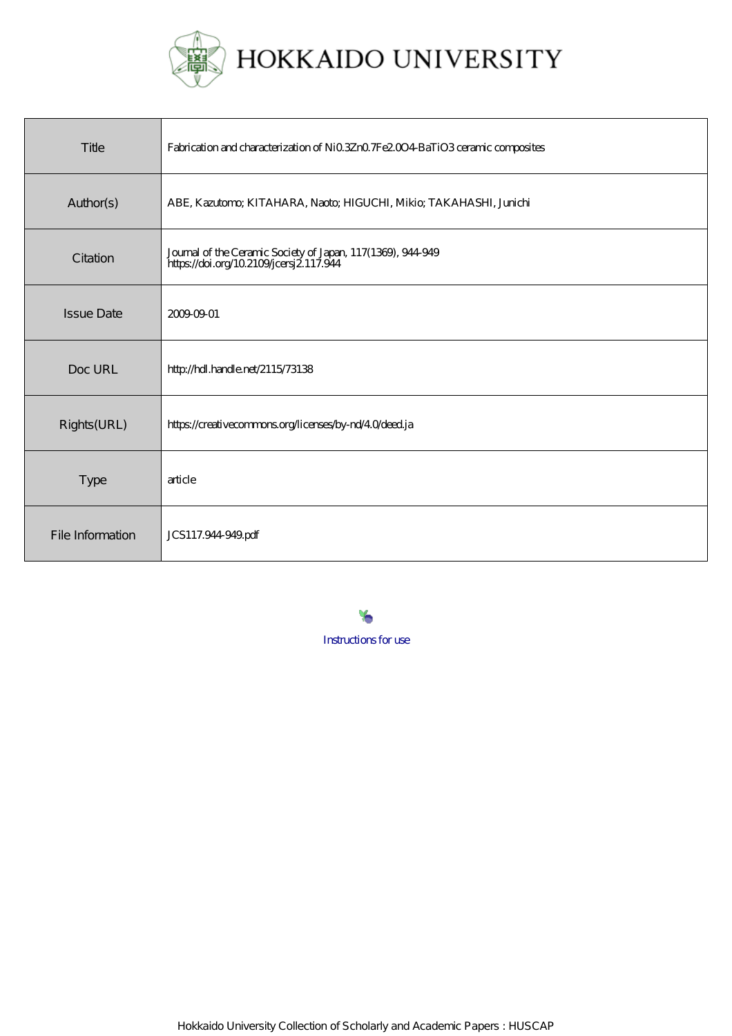# HOKKAIDO UNIVERSITY

| | |
|---|---|
| Title | Fabrication and characterization of Ni0.3Zn0.7Fe2.0O4-BaTiO3 ceramic composites |
| Author(s) | ABE, Kazutomo; KITAHARA, Naoto; HIGUCHI, Mikio; TAKAHASHI, Junichi |
| Citation | Journal of the Ceramic Society of Japan, 117(1369), 944-949<br>https://doi.org/10.2109/jcersj2.117.944 |
| Issue Date | 2009-09-01 |
| Doc URL | http://hdl.handle.net/2115/73138 |
| Rights(URL) | https://creativecommons.org/licenses/by-nd/4.0/deed.ja |
| Type | article |
| File Information | JCS117.944-949.pdf |

Instructions for use

Hokkaido University Collection of Scholarly and Academic Papers : HUSCAP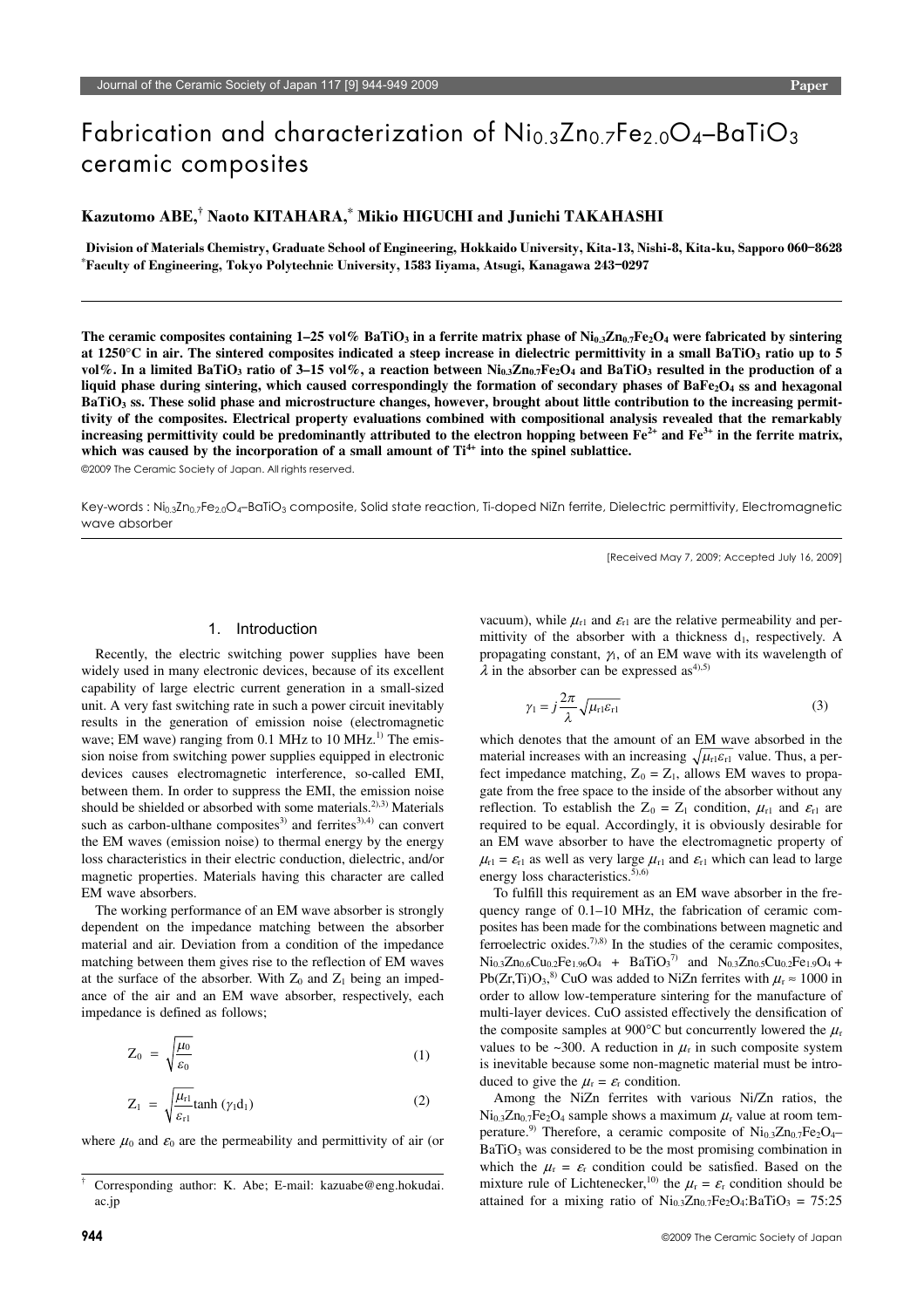# Fabrication and characterization of $Ni_{0.3}Zn_{0.7}Fe_{2.0}O_4$–$BaTiO_3$ ceramic composites

**Kazutomo ABE,[†] Naoto KITAHARA,[*] Mikio HIGUCHI and Junichi TAKAHASHI**

**Division of Materials Chemistry, Graduate School of Engineering, Hokkaido University, Kita-13, Nishi-8, Kita-ku, Sapporo 060–8628**
**[*]Faculty of Engineering, Tokyo Polytechnic University, 1583 Iiyama, Atsugi, Kanagawa 243–0297**

**The ceramic composites containing 1–25 vol% $BaTiO_3$ in a ferrite matrix phase of $Ni_{0.3}Zn_{0.7}Fe_2O_4$ were fabricated by sintering at 1250°C in air. The sintered composites indicated a steep increase in dielectric permittivity in a small $BaTiO_3$ ratio up to 5 vol%. In a limited $BaTiO_3$ ratio of 3–15 vol%, a reaction between $Ni_{0.3}Zn_{0.7}Fe_2O_4$ and $BaTiO_3$ resulted in the production of a liquid phase during sintering, which caused correspondingly the formation of secondary phases of $BaFe_2O_4$ ss and hexagonal $BaTiO_3$ ss. These solid phase and microstructure changes, however, brought about little contribution to the increasing permittivity of the composites. Electrical property evaluations combined with compositional analysis revealed that the remarkably increasing permittivity could be predominantly attributed to the electron hopping between $Fe^{2+}$ and $Fe^{3+}$ in the ferrite matrix, which was caused by the incorporation of a small amount of $Ti^{4+}$ into the spinel sublattice.**

©2009 The Ceramic Society of Japan. All rights reserved.

Key-words : $Ni_{0.3}Zn_{0.7}Fe_{2.0}O_4$–$BaTiO_3$ composite, Solid state reaction, Ti-doped NiZn ferrite, Dielectric permittivity, Electromagnetic wave absorber

[Received May 7, 2009; Accepted July 16, 2009]

## 1. Introduction

Recently, the electric switching power supplies have been widely used in many electronic devices, because of its excellent capability of large electric current generation in a small-sized unit. A very fast switching rate in such a power circuit inevitably results in the generation of emission noise (electromagnetic wave; EM wave) ranging from 0.1 MHz to 10 MHz.[1] The emission noise from switching power supplies equipped in electronic devices causes electromagnetic interference, so-called EMI, between them. In order to suppress the EMI, the emission noise should be shielded or absorbed with some materials.[2),3)] Materials such as carbon-ulthane composites[3)] and ferrites[3),4)] can convert the EM waves (emission noise) to thermal energy by the energy loss characteristics in their electric conduction, dielectric, and/or magnetic properties. Materials having this character are called EM wave absorbers.

The working performance of an EM wave absorber is strongly dependent on the impedance matching between the absorber material and air. Deviation from a condition of the impedance matching between them gives rise to the reflection of EM waves at the surface of the absorber. With $Z_0$ and $Z_1$ being an impedance of the air and an EM wave absorber, respectively, each impedance is defined as follows;

$$Z_0 = \sqrt{\frac{\mu_0}{\varepsilon_0}} \tag{1}$$

$$Z_1 = \sqrt{\frac{\mu_{r1}}{\varepsilon_{r1}}}\tanh(\gamma_1 d_1) \tag{2}$$

where $\mu_0$ and $\varepsilon_0$ are the permeability and permittivity of air (or vacuum), while $\mu_{r1}$ and $\varepsilon_{r1}$ are the relative permeability and permittivity of the absorber with a thickness $d_1$, respectively. A propagating constant, $\gamma_1$, of an EM wave with its wavelength of $\lambda$ in the absorber can be expressed as[4),5)]

$$\gamma_1 = j\frac{2\pi}{\lambda}\sqrt{\mu_{r1}\varepsilon_{r1}} \tag{3}$$

which denotes that the amount of an EM wave absorbed in the material increases with an increasing $\sqrt{\mu_{r1}\varepsilon_{r1}}$ value. Thus, a perfect impedance matching, $Z_0 = Z_1$, allows EM waves to propagate from the free space to the inside of the absorber without any reflection. To establish the $Z_0 = Z_1$ condition, $\mu_{r1}$ and $\varepsilon_{r1}$ are required to be equal. Accordingly, it is obviously desirable for an EM wave absorber to have the electromagnetic property of $\mu_{r1} = \varepsilon_{r1}$ as well as very large $\mu_{r1}$ and $\varepsilon_{r1}$ which can lead to large energy loss characteristics.[5),6)]

To fulfill this requirement as an EM wave absorber in the frequency range of 0.1–10 MHz, the fabrication of ceramic composites has been made for the combinations between magnetic and ferroelectric oxides.[7),8)] In the studies of the ceramic composites, $Ni_{0.3}Zn_{0.6}Cu_{0.2}Fe_{1.96}O_4$ + $BaTiO_3$[7)] and $N_{0.3}Zn_{0.5}Cu_{0.2}Fe_{1.9}O_4$ + $Pb(Zr,Ti)O_3$,[8)] CuO was added to NiZn ferrites with $\mu_r \approx 1000$ in order to allow low-temperature sintering for the manufacture of multi-layer devices. CuO assisted effectively the densification of the composite samples at 900°C but concurrently lowered the $\mu_r$ values to be ~300. A reduction in $\mu_r$ in such composite system is inevitable because some non-magnetic material must be introduced to give the $\mu_r = \varepsilon_r$ condition.

Among the NiZn ferrites with various Ni/Zn ratios, the $Ni_{0.3}Zn_{0.7}Fe_2O_4$ sample shows a maximum $\mu_r$ value at room temperature.[9)] Therefore, a ceramic composite of $Ni_{0.3}Zn_{0.7}Fe_2O_4$–$BaTiO_3$ was considered to be the most promising combination in which the $\mu_r = \varepsilon_r$ condition could be satisfied. Based on the mixture rule of Lichtenecker,[10)] the $\mu_r = \varepsilon_r$ condition should be attained for a mixing ratio of $Ni_{0.3}Zn_{0.7}Fe_2O_4$:$BaTiO_3$ = 75:25

---

[†] Corresponding author: K. Abe; E-mail: kazuabe@eng.hokudai.ac.jp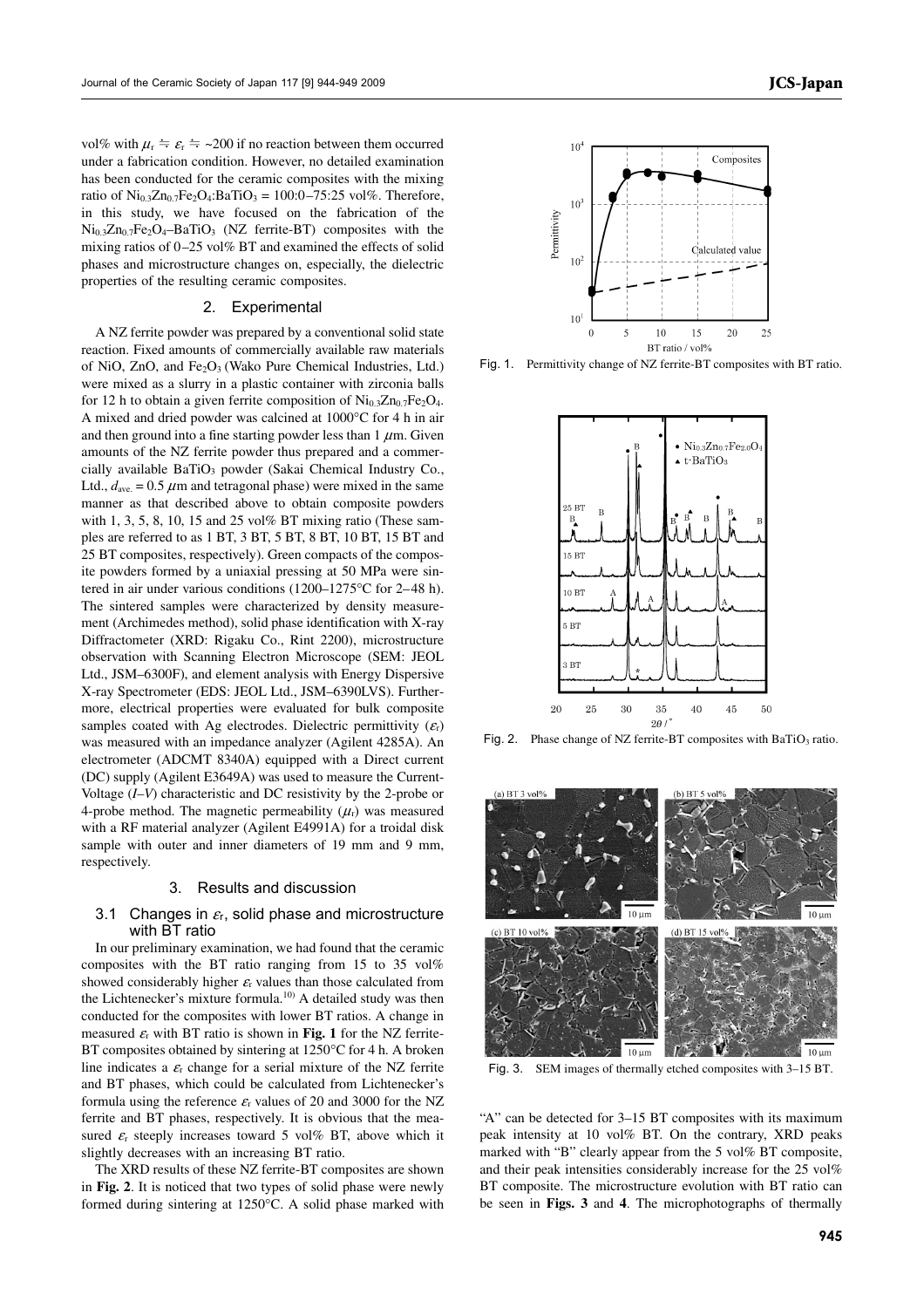vol% with $\mu_r \doteqdot \varepsilon_r \doteqdot$ ~200 if no reaction between them occurred under a fabrication condition. However, no detailed examination has been conducted for the ceramic composites with the mixing ratio of $Ni_{0.3}Zn_{0.7}Fe_2O_4$:$BaTiO_3$ = 100:0–75:25 vol%. Therefore, in this study, we have focused on the fabrication of the $Ni_{0.3}Zn_{0.7}Fe_2O_4$–$BaTiO_3$ (NZ ferrite-BT) composites with the mixing ratios of 0–25 vol% BT and examined the effects of solid phases and microstructure changes on, especially, the dielectric properties of the resulting ceramic composites.

## 2. Experimental

A NZ ferrite powder was prepared by a conventional solid state reaction. Fixed amounts of commercially available raw materials of NiO, ZnO, and $Fe_2O_3$ (Wako Pure Chemical Industries, Ltd.) were mixed as a slurry in a plastic container with zirconia balls for 12 h to obtain a given ferrite composition of $Ni_{0.3}Zn_{0.7}Fe_2O_4$. A mixed and dried powder was calcined at 1000°C for 4 h in air and then ground into a fine starting powder less than 1 $\mu$m. Given amounts of the NZ ferrite powder thus prepared and a commercially available $BaTiO_3$ powder (Sakai Chemical Industry Co., Ltd., $d_{ave.}$ = 0.5 $\mu$m and tetragonal phase) were mixed in the same manner as that described above to obtain composite powders with 1, 3, 5, 8, 10, 15 and 25 vol% BT mixing ratio (These samples are referred to as 1 BT, 3 BT, 5 BT, 8 BT, 10 BT, 15 BT and 25 BT composites, respectively). Green compacts of the composite powders formed by a uniaxial pressing at 50 MPa were sintered in air under various conditions (1200–1275°C for 2–48 h). The sintered samples were characterized by density measurement (Archimedes method), solid phase identification with X-ray Diffractometer (XRD: Rigaku Co., Rint 2200), microstructure observation with Scanning Electron Microscope (SEM: JEOL Ltd., JSM–6300F), and element analysis with Energy Dispersive X-ray Spectrometer (EDS: JEOL Ltd., JSM–6390LVS). Furthermore, electrical properties were evaluated for bulk composite samples coated with Ag electrodes. Dielectric permittivity ($\varepsilon_r$) was measured with an impedance analyzer (Agilent 4285A). An electrometer (ADCMT 8340A) equipped with a Direct current (DC) supply (Agilent E3649A) was used to measure the Current-Voltage ($I$–$V$) characteristic and DC resistivity by the 2-probe or 4-probe method. The magnetic permeability ($\mu_r$) was measured with a RF material analyzer (Agilent E4991A) for a troidal disk sample with outer and inner diameters of 19 mm and 9 mm, respectively.

## 3. Results and discussion

### 3.1 Changes in $\varepsilon_r$, solid phase and microstructure with BT ratio

In our preliminary examination, we had found that the ceramic composites with the BT ratio ranging from 15 to 35 vol% showed considerably higher $\varepsilon_r$ values than those calculated from the Lichtenecker's mixture formula.[10] A detailed study was then conducted for the composites with lower BT ratios. A change in measured $\varepsilon_r$ with BT ratio is shown in **Fig. 1** for the NZ ferrite-BT composites obtained by sintering at 1250°C for 4 h. A broken line indicates a $\varepsilon_r$ change for a serial mixture of the NZ ferrite and BT phases, which could be calculated from Lichtenecker's formula using the reference $\varepsilon_r$ values of 20 and 3000 for the NZ ferrite and BT phases, respectively. It is obvious that the measured $\varepsilon_r$ steeply increases toward 5 vol% BT, above which it slightly decreases with an increasing BT ratio.

The XRD results of these NZ ferrite-BT composites are shown in **Fig. 2**. It is noticed that two types of solid phase were newly formed during sintering at 1250°C. A solid phase marked with "A" can be detected for 3–15 BT composites with its maximum peak intensity at 10 vol% BT. On the contrary, XRD peaks marked with "B" clearly appear from the 5 vol% BT composite, and their peak intensities considerably increase for the 25 vol% BT composite. The microstructure evolution with BT ratio can be seen in **Figs. 3** and **4**. The microphotographs of thermally

Fig. 1. Permittivity change of NZ ferrite-BT composites with BT ratio.

Fig. 2. Phase change of NZ ferrite-BT composites with $BaTiO_3$ ratio.

Fig. 3. SEM images of thermally etched composites with 3–15 BT.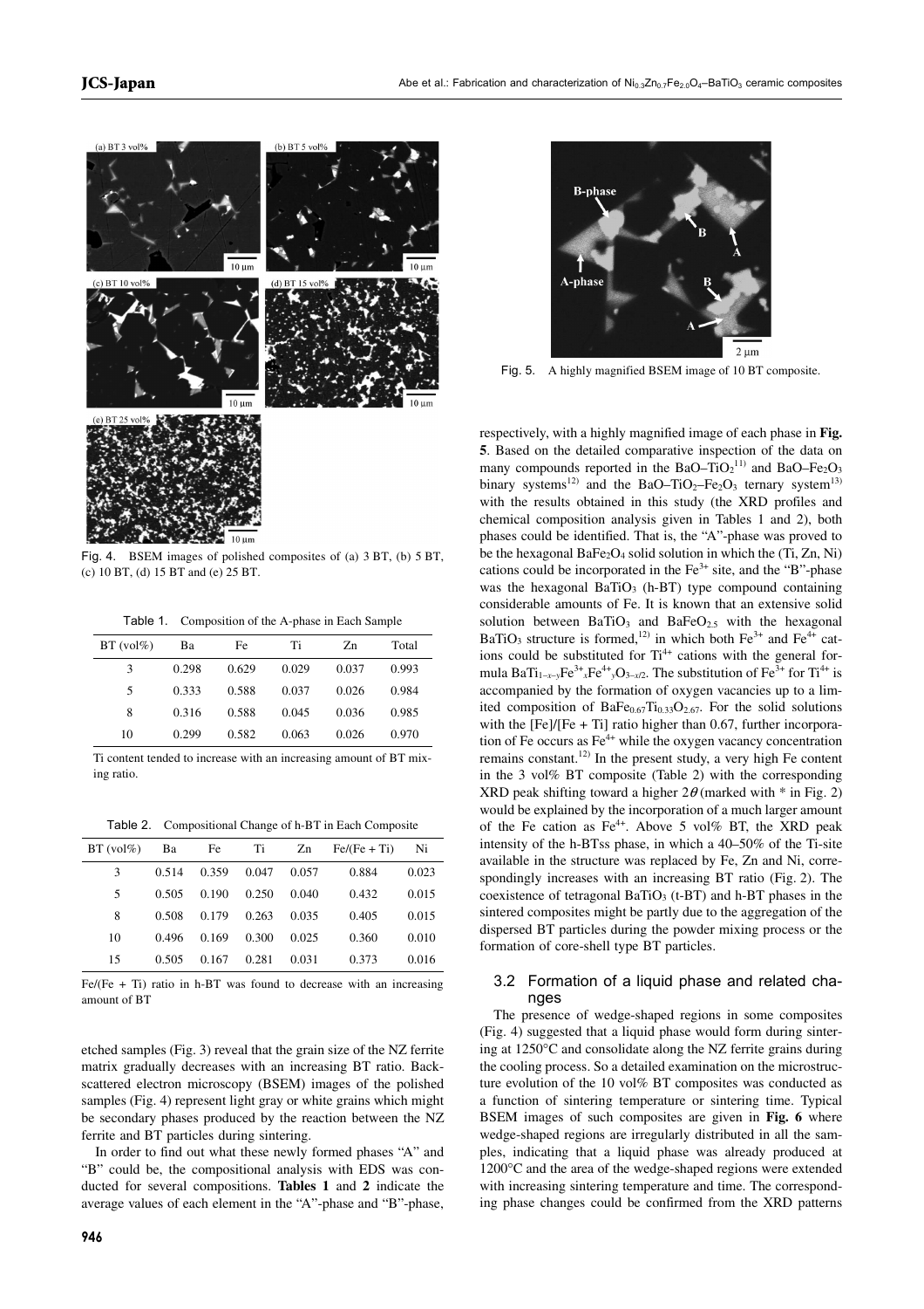Fig. 4. BSEM images of polished composites of (a) 3 BT, (b) 5 BT, (c) 10 BT, (d) 15 BT and (e) 25 BT.

Table 1. Composition of the A-phase in Each Sample

| BT (vol%) | Ba | Fe | Ti | Zn | Total |
|---|---|---|---|---|---|
| 3 | 0.298 | 0.629 | 0.029 | 0.037 | 0.993 |
| 5 | 0.333 | 0.588 | 0.037 | 0.026 | 0.984 |
| 8 | 0.316 | 0.588 | 0.045 | 0.036 | 0.985 |
| 10 | 0.299 | 0.582 | 0.063 | 0.026 | 0.970 |

Ti content tended to increase with an increasing amount of BT mixing ratio.

Table 2. Compositional Change of h-BT in Each Composite

| BT (vol%) | Ba | Fe | Ti | Zn | Fe/(Fe + Ti) | Ni |
|---|---|---|---|---|---|---|
| 3 | 0.514 | 0.359 | 0.047 | 0.057 | 0.884 | 0.023 |
| 5 | 0.505 | 0.190 | 0.250 | 0.040 | 0.432 | 0.015 |
| 8 | 0.508 | 0.179 | 0.263 | 0.035 | 0.405 | 0.015 |
| 10 | 0.496 | 0.169 | 0.300 | 0.025 | 0.360 | 0.010 |
| 15 | 0.505 | 0.167 | 0.281 | 0.031 | 0.373 | 0.016 |

Fe/(Fe + Ti) ratio in h-BT was found to decrease with an increasing amount of BT

etched samples (Fig. 3) reveal that the grain size of the NZ ferrite matrix gradually decreases with an increasing BT ratio. Backscattered electron microscopy (BSEM) images of the polished samples (Fig. 4) represent light gray or white grains which might be secondary phases produced by the reaction between the NZ ferrite and BT particles during sintering.

In order to find out what these newly formed phases "A" and "B" could be, the compositional analysis with EDS was conducted for several compositions. **Tables 1** and **2** indicate the average values of each element in the "A"-phase and "B"-phase, respectively, with a highly magnified image of each phase in **Fig. 5**. Based on the detailed comparative inspection of the data on many compounds reported in the $BaO–TiO_2$[11] and $BaO–Fe_2O_3$ binary systems[12] and the $BaO–TiO_2–Fe_2O_3$ ternary system[13] with the results obtained in this study (the XRD profiles and chemical composition analysis given in Tables 1 and 2), both phases could be identified. That is, the "A"-phase was proved to be the hexagonal $BaFe_2O_4$ solid solution in which the (Ti, Zn, Ni) cations could be incorporated in the $Fe^{3+}$ site, and the "B"-phase was the hexagonal $BaTiO_3$ (h-BT) type compound containing considerable amounts of Fe. It is known that an extensive solid solution between $BaTiO_3$ and $BaFeO_{2.5}$ with the hexagonal $BaTiO_3$ structure is formed,[12] in which both $Fe^{3+}$ and $Fe^{4+}$ cations could be substituted for $Ti^{4+}$ cations with the general formula $BaTi_{1-x-y}Fe^{3+}{}_xFe^{4+}{}_yO_{3-x/2}$. The substitution of $Fe^{3+}$ for $Ti^{4+}$ is accompanied by the formation of oxygen vacancies up to a limited composition of $BaFe_{0.67}Ti_{0.33}O_{2.67}$. For the solid solutions with the [Fe]/[Fe + Ti] ratio higher than 0.67, further incorporation of Fe occurs as $Fe^{4+}$ while the oxygen vacancy concentration remains constant.[12] In the present study, a very high Fe content in the 3 vol% BT composite (Table 2) with the corresponding XRD peak shifting toward a higher $2\theta$ (marked with * in Fig. 2) would be explained by the incorporation of a much larger amount of the Fe cation as $Fe^{4+}$. Above 5 vol% BT, the XRD peak intensity of the h-BTss phase, in which a 40–50% of the Ti-site available in the structure was replaced by Fe, Zn and Ni, correspondingly increases with an increasing BT ratio (Fig. 2). The coexistence of tetragonal $BaTiO_3$ (t-BT) and h-BT phases in the sintered composites might be partly due to the aggregation of the dispersed BT particles during the powder mixing process or the formation of core-shell type BT particles.

Fig. 5. A highly magnified BSEM image of 10 BT composite.

### 3.2 Formation of a liquid phase and related changes

The presence of wedge-shaped regions in some composites (Fig. 4) suggested that a liquid phase would form during sintering at 1250°C and consolidate along the NZ ferrite grains during the cooling process. So a detailed examination on the microstructure evolution of the 10 vol% BT composites was conducted as a function of sintering temperature or sintering time. Typical BSEM images of such composites are given in **Fig. 6** where wedge-shaped regions are irregularly distributed in all the samples, indicating that a liquid phase was already produced at 1200°C and the area of the wedge-shaped regions were extended with increasing sintering temperature and time. The corresponding phase changes could be confirmed from the XRD patterns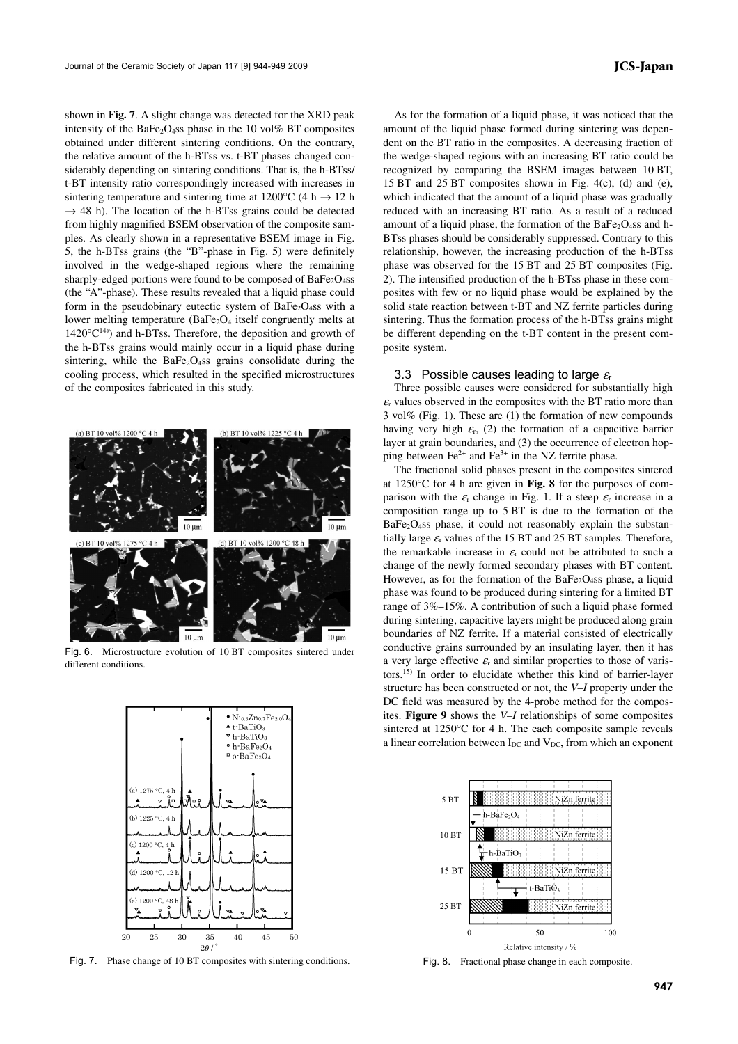shown in **Fig. 7**. A slight change was detected for the XRD peak intensity of the $BaFe_2O_4$ss phase in the 10 vol% BT composites obtained under different sintering conditions. On the contrary, the relative amount of the h-BTss vs. t-BT phases changed considerably depending on sintering conditions. That is, the h-BTss/t-BT intensity ratio correspondingly increased with increases in sintering temperature and sintering time at 1200°C (4 h → 12 h → 48 h). The location of the h-BTss grains could be detected from highly magnified BSEM observation of the composite samples. As clearly shown in a representative BSEM image in Fig. 5, the h-BTss grains (the "B"-phase in Fig. 5) were definitely involved in the wedge-shaped regions where the remaining sharply-edged portions were found to be composed of $BaFe_2O_4$ss (the "A"-phase). These results revealed that a liquid phase could form in the pseudobinary eutectic system of $BaFe_2O_4$ss with a lower melting temperature ($BaFe_2O_4$ itself congruently melts at 1420°C[14]) and h-BTss. Therefore, the deposition and growth of the h-BTss grains would mainly occur in a liquid phase during sintering, while the $BaFe_2O_4$ss grains consolidate during the cooling process, which resulted in the specified microstructures of the composites fabricated in this study.

Fig. 6. Microstructure evolution of 10 BT composites sintered under different conditions.

Fig. 7. Phase change of 10 BT composites with sintering conditions.

As for the formation of a liquid phase, it was noticed that the amount of the liquid phase formed during sintering was dependent on the BT ratio in the composites. A decreasing fraction of the wedge-shaped regions with an increasing BT ratio could be recognized by comparing the BSEM images between 10 BT, 15 BT and 25 BT composites shown in Fig. 4(c), (d) and (e), which indicated that the amount of a liquid phase was gradually reduced with an increasing BT ratio. As a result of a reduced amount of a liquid phase, the formation of the $BaFe_2O_4$ss and h-BTss phases should be considerably suppressed. Contrary to this relationship, however, the increasing production of the h-BTss phase was observed for the 15 BT and 25 BT composites (Fig. 2). The intensified production of the h-BTss phase in these composites with few or no liquid phase would be explained by the solid state reaction between t-BT and NZ ferrite particles during sintering. Thus the formation process of the h-BTss grains might be different depending on the t-BT content in the present composite system.

### 3.3 Possible causes leading to large $\varepsilon_r$

Three possible causes were considered for substantially high $\varepsilon_r$ values observed in the composites with the BT ratio more than 3 vol% (Fig. 1). These are (1) the formation of new compounds having very high $\varepsilon_r$, (2) the formation of a capacitive barrier layer at grain boundaries, and (3) the occurrence of electron hopping between $Fe^{2+}$ and $Fe^{3+}$ in the NZ ferrite phase.

The fractional solid phases present in the composites sintered at 1250°C for 4 h are given in **Fig. 8** for the purposes of comparison with the $\varepsilon_r$ change in Fig. 1. If a steep $\varepsilon_r$ increase in a composition range up to 5 BT is due to the formation of the $BaFe_2O_4$ss phase, it could not reasonably explain the substantially large $\varepsilon_r$ values of the 15 BT and 25 BT samples. Therefore, the remarkable increase in $\varepsilon_r$ could not be attributed to such a change of the newly formed secondary phases with BT content. However, as for the formation of the $BaFe_2O_4$ss phase, a liquid phase was found to be produced during sintering for a limited BT range of 3%–15%. A contribution of such a liquid phase formed during sintering, capacitive layers might be produced along grain boundaries of NZ ferrite. If a material consisted of electrically conductive grains surrounded by an insulating layer, then it has a very large effective $\varepsilon_r$ and similar properties to those of varistors.[15] In order to elucidate whether this kind of barrier-layer structure has been constructed or not, the *V–I* property under the DC field was measured by the 4-probe method for the composites. **Figure 9** shows the *V–I* relationships of some composites sintered at 1250°C for 4 h. The each composite sample reveals a linear correlation between $I_{DC}$ and $V_{DC}$, from which an exponent

Fig. 8. Fractional phase change in each composite.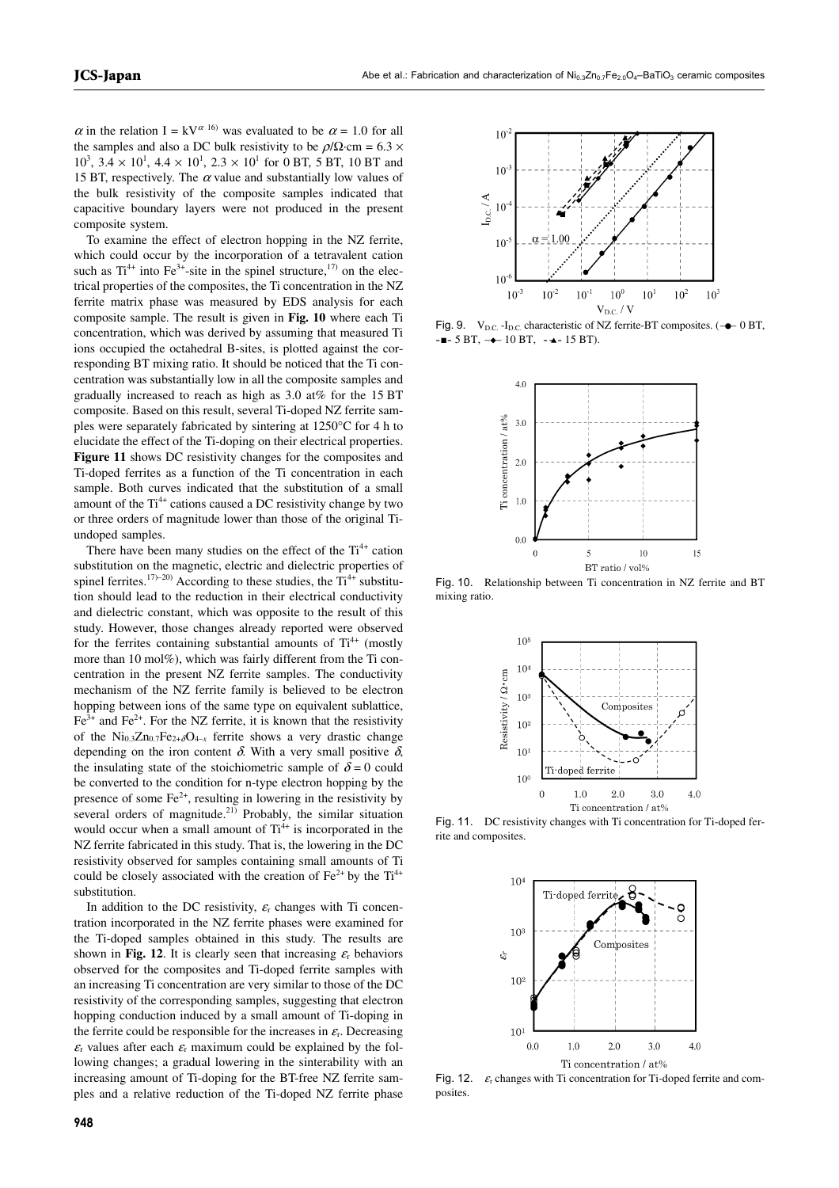$\alpha$ in the relation $I = kV^{\alpha}$ [16] was evaluated to be $\alpha = 1.0$ for all the samples and also a DC bulk resistivity to be $\rho/\Omega\cdot cm = 6.3 \times 10^3$, $3.4 \times 10^1$, $4.4 \times 10^1$, $2.3 \times 10^1$ for 0 BT, 5 BT, 10 BT and 15 BT, respectively. The $\alpha$ value and substantially low values of the bulk resistivity of the composite samples indicated that capacitive boundary layers were not produced in the present composite system.

To examine the effect of electron hopping in the NZ ferrite, which could occur by the incorporation of a tetravalent cation such as $Ti^{4+}$ into $Fe^{3+}$-site in the spinel structure,[17] on the electrical properties of the composites, the Ti concentration in the NZ ferrite matrix phase was measured by EDS analysis for each composite sample. The result is given in **Fig. 10** where each Ti concentration, which was derived by assuming that measured Ti ions occupied the octahedral B-sites, is plotted against the corresponding BT mixing ratio. It should be noticed that the Ti concentration was substantially low in all the composite samples and gradually increased to reach as high as 3.0 at% for the 15 BT composite. Based on this result, several Ti-doped NZ ferrite samples were separately fabricated by sintering at 1250°C for 4 h to elucidate the effect of the Ti-doping on their electrical properties. **Figure 11** shows DC resistivity changes for the composites and Ti-doped ferrites as a function of the Ti concentration in each sample. Both curves indicated that the substitution of a small amount of the $Ti^{4+}$ cations caused a DC resistivity change by two or three orders of magnitude lower than those of the original Ti-undoped samples.

There have been many studies on the effect of the $Ti^{4+}$ cation substitution on the magnetic, electric and dielectric properties of spinel ferrites.[17)–20] According to these studies, the $Ti^{4+}$ substitution should lead to the reduction in their electrical conductivity and dielectric constant, which was opposite to the result of this study. However, those changes already reported were observed for the ferrites containing substantial amounts of $Ti^{4+}$ (mostly more than 10 mol%), which was fairly different from the Ti concentration in the present NZ ferrite samples. The conductivity mechanism of the NZ ferrite family is believed to be electron hopping between ions of the same type on equivalent sublattice, $Fe^{3+}$ and $Fe^{2+}$. For the NZ ferrite, it is known that the resistivity of the $Ni_{0.3}Zn_{0.7}Fe_{2+\delta}O_{4-x}$ ferrite shows a very drastic change depending on the iron content $\delta$. With a very small positive $\delta$, the insulating state of the stoichiometric sample of $\delta = 0$ could be converted to the condition for n-type electron hopping by the presence of some $Fe^{2+}$, resulting in lowering in the resistivity by several orders of magnitude.[21] Probably, the similar situation would occur when a small amount of $Ti^{4+}$ is incorporated in the NZ ferrite fabricated in this study. That is, the lowering in the DC resistivity observed for samples containing small amounts of Ti could be closely associated with the creation of $Fe^{2+}$ by the $Ti^{4+}$ substitution.

In addition to the DC resistivity, $\varepsilon_r$ changes with Ti concentration incorporated in the NZ ferrite phases were examined for the Ti-doped samples obtained in this study. The results are shown in **Fig. 12**. It is clearly seen that increasing $\varepsilon_r$ behaviors observed for the composites and Ti-doped ferrite samples with an increasing Ti concentration are very similar to those of the DC resistivity of the corresponding samples, suggesting that electron hopping conduction induced by a small amount of Ti-doping in the ferrite could be responsible for the increases in $\varepsilon_r$. Decreasing $\varepsilon_r$ values after each $\varepsilon_r$ maximum could be explained by the following changes; a gradual lowering in the sinterability with an increasing amount of Ti-doping for the BT-free NZ ferrite samples and a relative reduction of the Ti-doped NZ ferrite phase

Fig. 9. $V_{D.C.}$-$I_{D.C.}$ characteristic of NZ ferrite-BT composites. (–●– 0 BT, -■- 5 BT, –◆– 10 BT, -▲- 15 BT).

Fig. 10. Relationship between Ti concentration in NZ ferrite and BT mixing ratio.

Fig. 11. DC resistivity changes with Ti concentration for Ti-doped ferrite and composites.

Fig. 12. $\varepsilon_r$ changes with Ti concentration for Ti-doped ferrite and composites.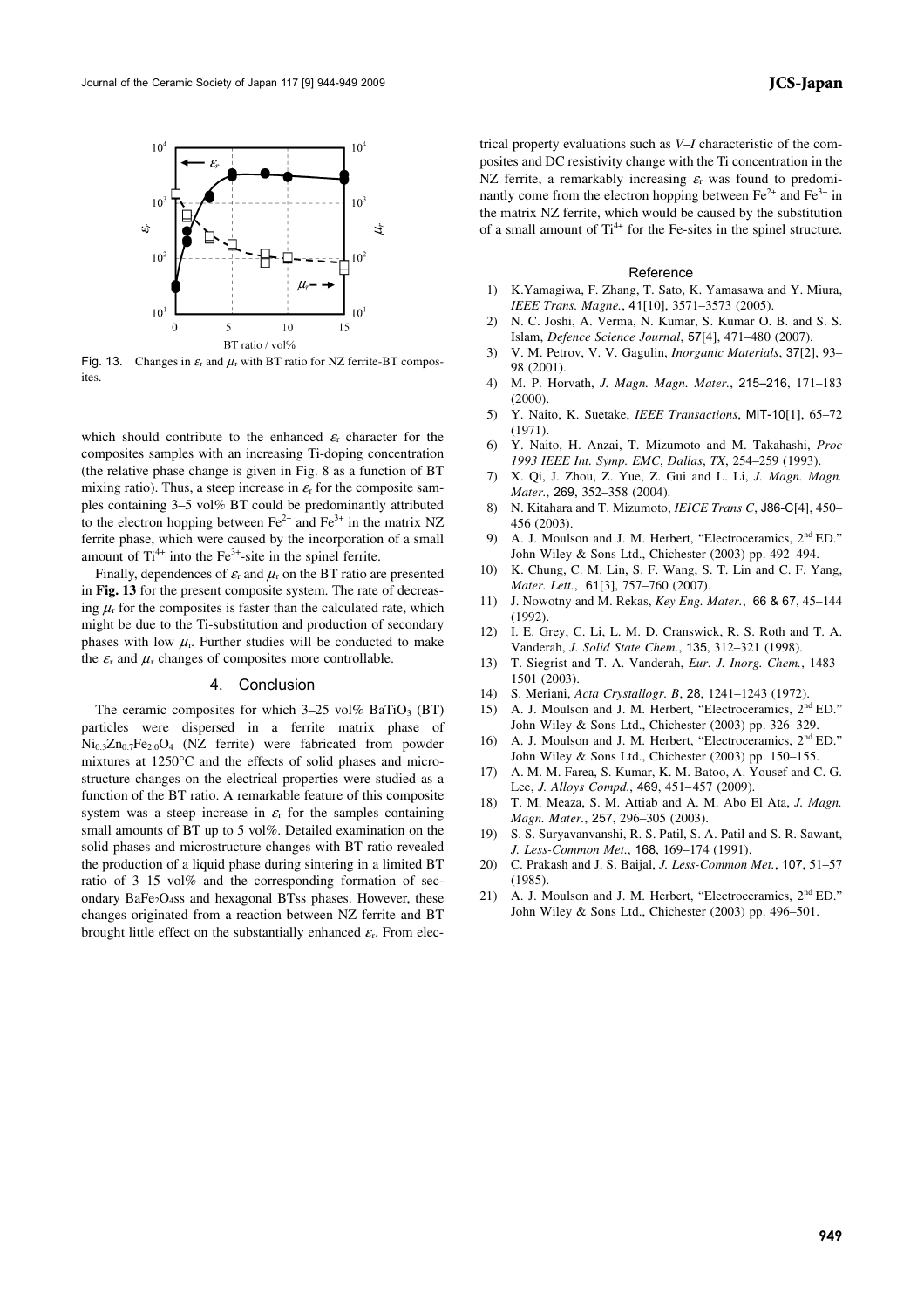$10^4$
$\leftarrow \varepsilon_r$
$10^4$
$10^3$
$10^3$
$\varepsilon_r$
$\mu_r$
$10^2$
$10^2$
$\mu_r \rightarrow$
$10^1$
$10^1$
0
5
10
15
BT ratio / vol%

Fig. 13. Changes in $\varepsilon_r$ and $\mu_r$ with BT ratio for NZ ferrite-BT composites.

which should contribute to the enhanced $\varepsilon_r$ character for the composites samples with an increasing Ti-doping concentration (the relative phase change is given in Fig. 8 as a function of BT mixing ratio). Thus, a steep increase in $\varepsilon_r$ for the composite samples containing 3–5 vol% BT could be predominantly attributed to the electron hopping between $Fe^{2+}$ and $Fe^{3+}$ in the matrix NZ ferrite phase, which were caused by the incorporation of a small amount of $Ti^{4+}$ into the $Fe^{3+}$-site in the spinel ferrite.

Finally, dependences of $\varepsilon_r$ and $\mu_r$ on the BT ratio are presented in **Fig. 13** for the present composite system. The rate of decreasing $\mu_r$ for the composites is faster than the calculated rate, which might be due to the Ti-substitution and production of secondary phases with low $\mu_r$. Further studies will be conducted to make the $\varepsilon_r$ and $\mu_r$ changes of composites more controllable.

## 4. Conclusion

The ceramic composites for which 3–25 vol% $BaTiO_3$ (BT) particles were dispersed in a ferrite matrix phase of $Ni_{0.3}Zn_{0.7}Fe_{2.0}O_4$ (NZ ferrite) were fabricated from powder mixtures at 1250°C and the effects of solid phases and microstructure changes on the electrical properties were studied as a function of the BT ratio. A remarkable feature of this composite system was a steep increase in $\varepsilon_r$ for the samples containing small amounts of BT up to 5 vol%. Detailed examination on the solid phases and microstructure changes with BT ratio revealed the production of a liquid phase during sintering in a limited BT ratio of 3–15 vol% and the corresponding formation of secondary $BaFe_2O_4$ss and hexagonal BTss phases. However, these changes originated from a reaction between NZ ferrite and BT brought little effect on the substantially enhanced $\varepsilon_r$. From electrical property evaluations such as *V–I* characteristic of the composites and DC resistivity change with the Ti concentration in the NZ ferrite, a remarkably increasing $\varepsilon_r$ was found to predominantly come from the electron hopping between $Fe^{2+}$ and $Fe^{3+}$ in the matrix NZ ferrite, which would be caused by the substitution of a small amount of $Ti^{4+}$ for the Fe-sites in the spinel structure.

## Reference

1) K.Yamagiwa, F. Zhang, T. Sato, K. Yamasawa and Y. Miura, *IEEE Trans. Magne.*, 41[10], 3571–3573 (2005).
2) N. C. Joshi, A. Verma, N. Kumar, S. Kumar O. B. and S. S. Islam, *Defence Science Journal*, 57[4], 471–480 (2007).
3) V. M. Petrov, V. V. Gagulin, *Inorganic Materials*, 37[2], 93–98 (2001).
4) M. P. Horvath, *J. Magn. Magn. Mater.*, 215–216, 171–183 (2000).
5) Y. Naito, K. Suetake, *IEEE Transactions*, MIT-10[1], 65–72 (1971).
6) Y. Naito, H. Anzai, T. Mizumoto and M. Takahashi, *Proc 1993 IEEE Int. Symp. EMC*, *Dallas*, *TX*, 254–259 (1993).
7) X. Qi, J. Zhou, Z. Yue, Z. Gui and L. Li, *J. Magn. Magn. Mater.*, 269, 352–358 (2004).
8) N. Kitahara and T. Mizumoto, *IEICE Trans C*, J86-C[4], 450–456 (2003).
9) A. J. Moulson and J. M. Herbert, "Electroceramics, 2nd ED." John Wiley & Sons Ltd., Chichester (2003) pp. 492–494.
10) K. Chung, C. M. Lin, S. F. Wang, S. T. Lin and C. F. Yang, *Mater. Lett.*, 61[3], 757–760 (2007).
11) J. Nowotny and M. Rekas, *Key Eng. Mater.*, 66 & 67, 45–144 (1992).
12) I. E. Grey, C. Li, L. M. D. Cranswick, R. S. Roth and T. A. Vanderah, *J. Solid State Chem.*, 135, 312–321 (1998).
13) T. Siegrist and T. A. Vanderah, *Eur. J. Inorg. Chem.*, 1483–1501 (2003).
14) S. Meriani, *Acta Crystallogr. B*, 28, 1241–1243 (1972).
15) A. J. Moulson and J. M. Herbert, "Electroceramics, 2nd ED." John Wiley & Sons Ltd., Chichester (2003) pp. 326–329.
16) A. J. Moulson and J. M. Herbert, "Electroceramics, 2nd ED." John Wiley & Sons Ltd., Chichester (2003) pp. 150–155.
17) A. M. M. Farea, S. Kumar, K. M. Batoo, A. Yousef and C. G. Lee, *J. Alloys Compd.*, 469, 451–457 (2009).
18) T. M. Meaza, S. M. Attiab and A. M. Abo El Ata, *J. Magn. Magn. Mater.*, 257, 296–305 (2003).
19) S. S. Suryavanvanshi, R. S. Patil, S. A. Patil and S. R. Sawant, *J. Less-Common Met.*, 168, 169–174 (1991).
20) C. Prakash and J. S. Baijal, *J. Less-Common Met.*, 107, 51–57 (1985).
21) A. J. Moulson and J. M. Herbert, "Electroceramics, 2nd ED." John Wiley & Sons Ltd., Chichester (2003) pp. 496–501.